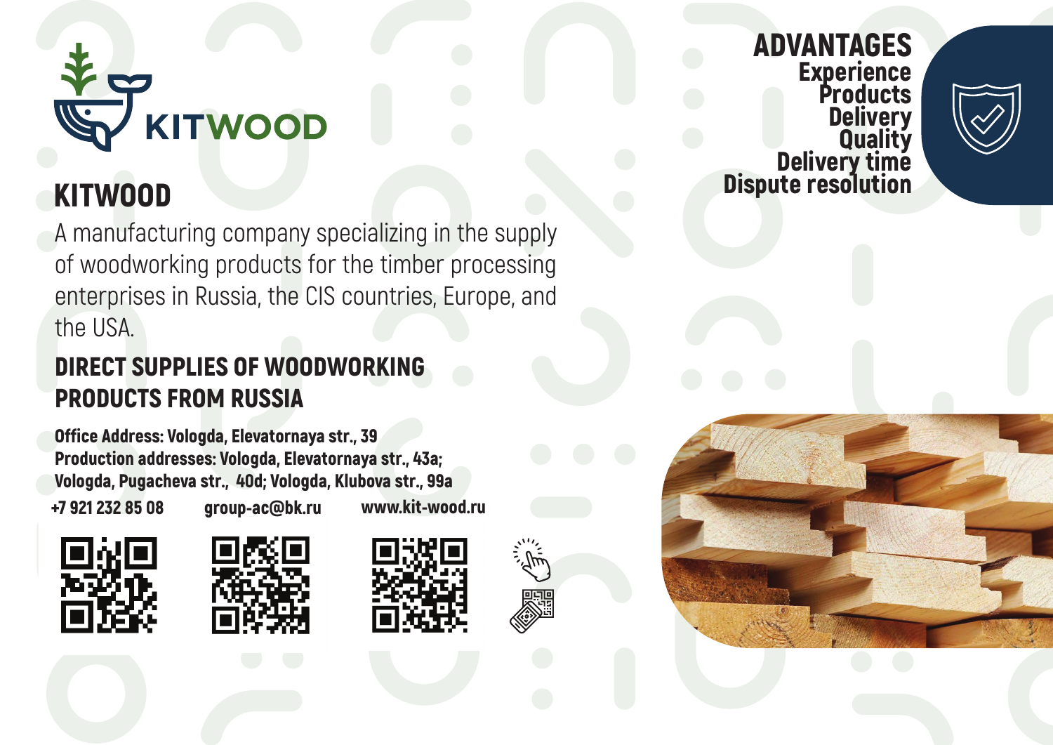KITWOOD

# KITWOOD

A manufacturing company specializing in the supply of woodworking products for the timber processing enterprises in Russia, the CIS countries, Europe, and the USA.

## DIRECT SUPPLIES OF WOODWORKING PRODUCTS FROM RUSSIA

**Office Address: Vologda, Elevatornaya str., 39**
**Production addresses: Vologda, Elevatornaya str., 43a; Vologda, Pugacheva str., 40d; Vologda, Klubova str., 99a**

**+7 921 232 85 08** **group-ac@bk.ru** **www.kit-wood.ru**

## ADVANTAGES

**Experience**
**Products**
**Delivery**
**Quality**
**Delivery time**
**Dispute resolution**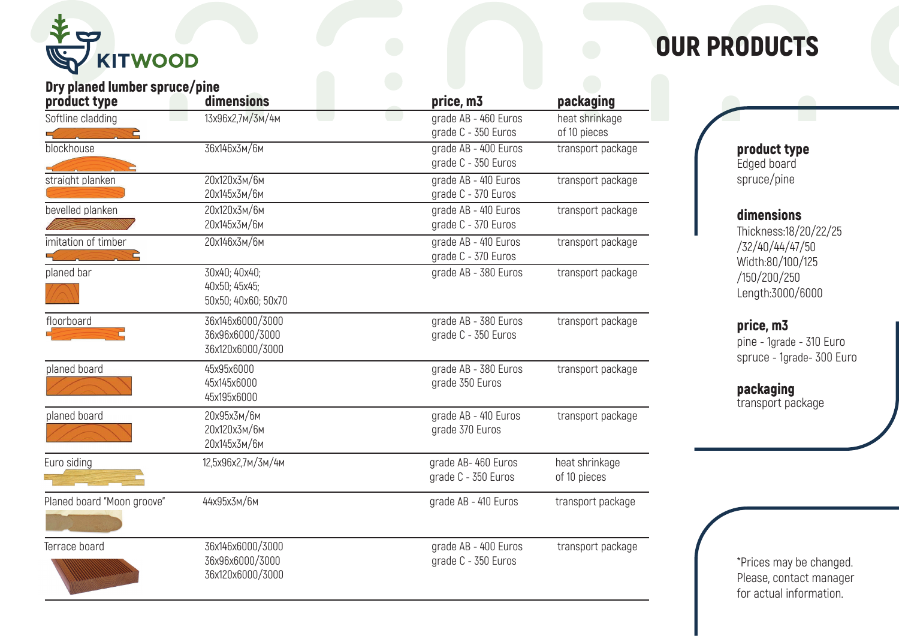# OUR PRODUCTS

KITWOOD

## Dry planed lumber spruce/pine

| product type | dimensions | price, m3 | packaging |
|---|---|---|---|
| Softline cladding | 13x96x2,7м/3м/4м | grade AB - 460 Euros<br>grade C - 350 Euros | heat shrinkage of 10 pieces |
| blockhouse | 36x146x3м/6м | grade AB - 400 Euros<br>grade C - 350 Euros | transport package |
| straight planken | 20x120x3м/6м<br>20x145x3м/6м | grade AB - 410 Euros<br>grade C - 370 Euros | transport package |
| bevelled planken | 20x120x3м/6м<br>20x145x3м/6м | grade AB - 410 Euros<br>grade C - 370 Euros | transport package |
| imitation of timber | 20x146x3м/6м | grade AB - 410 Euros<br>grade C - 370 Euros | transport package |
| planed bar | 30x40; 40x40;<br>40x50; 45x45;<br>50x50; 40x60; 50x70 | grade AB - 380 Euros | transport package |
| floorboard | 36x146x6000/3000<br>36x96x6000/3000<br>36x120x6000/3000 | grade AB - 380 Euros<br>grade C - 350 Euros | transport package |
| planed board | 45x95x6000<br>45x145x6000<br>45x195x6000 | grade AB - 380 Euros<br>grade 350 Euros | transport package |
| planed board | 20x95x3м/6м<br>20x120x3м/6м<br>20x145x3м/6м | grade AB - 410 Euros<br>grade 370 Euros | transport package |
| Euro siding | 12,5x96x2,7м/3м/4м | grade AB- 460 Euros<br>grade C - 350 Euros | heat shrinkage of 10 pieces |
| Planed board "Moon groove" | 44x95x3м/6м | grade AB - 410 Euros | transport package |
| Terrace board | 36x146x6000/3000<br>36x96x6000/3000<br>36x120x6000/3000 | grade AB - 400 Euros<br>grade C - 350 Euros | transport package |

**product type**
Edged board
spruce/pine

**dimensions**
Thickness:18/20/22/25/32/40/44/47/50
Width:80/100/125/150/200/250
Length:3000/6000

**price, m3**
pine - 1grade - 310 Euro
spruce - 1grade- 300 Euro

**packaging**
transport package

*Prices may be changed. Please, contact manager for actual information.